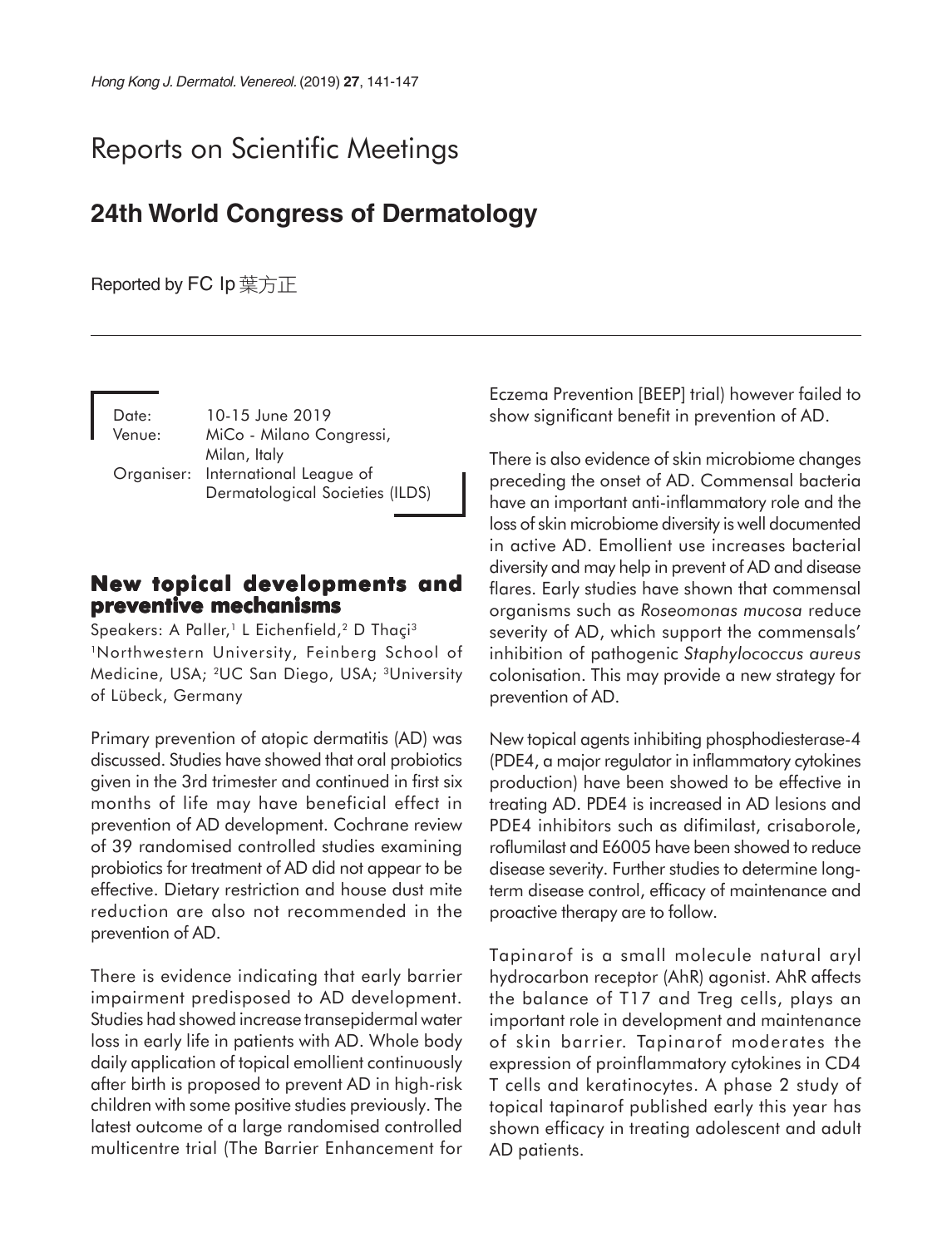# Reports on Scientific Meetings

## 24th World Congress of Dermatology

Reported by FC Ip 葉方正

Date: 10-15 June 2019
Venue: MiCo - Milano Congressi, Milan, Italy
Organiser: International League of Dermatological Societies (ILDS)

### New topical developments and preventive mechanisms

Speakers: A Paller,[1] L Eichenfield,[2] D Thaçi[3]
[1]Northwestern University, Feinberg School of Medicine, USA; [2]UC San Diego, USA; [3]University of Lübeck, Germany

Primary prevention of atopic dermatitis (AD) was discussed. Studies have showed that oral probiotics given in the 3rd trimester and continued in first six months of life may have beneficial effect in prevention of AD development. Cochrane review of 39 randomised controlled studies examining probiotics for treatment of AD did not appear to be effective. Dietary restriction and house dust mite reduction are also not recommended in the prevention of AD.

There is evidence indicating that early barrier impairment predisposed to AD development. Studies had showed increase transepidermal water loss in early life in patients with AD. Whole body daily application of topical emollient continuously after birth is proposed to prevent AD in high-risk children with some positive studies previously. The latest outcome of a large randomised controlled multicentre trial (The Barrier Enhancement for Eczema Prevention [BEEP] trial) however failed to show significant benefit in prevention of AD.

There is also evidence of skin microbiome changes preceding the onset of AD. Commensal bacteria have an important anti-inflammatory role and the loss of skin microbiome diversity is well documented in active AD. Emollient use increases bacterial diversity and may help in prevent of AD and disease flares. Early studies have shown that commensal organisms such as *Roseomonas mucosa* reduce severity of AD, which support the commensals' inhibition of pathogenic *Staphylococcus aureus* colonisation. This may provide a new strategy for prevention of AD.

New topical agents inhibiting phosphodiesterase-4 (PDE4, a major regulator in inflammatory cytokines production) have been showed to be effective in treating AD. PDE4 is increased in AD lesions and PDE4 inhibitors such as difimilast, crisaborole, roflumilast and E6005 have been showed to reduce disease severity. Further studies to determine long-term disease control, efficacy of maintenance and proactive therapy are to follow.

Tapinarof is a small molecule natural aryl hydrocarbon receptor (AhR) agonist. AhR affects the balance of T17 and Treg cells, plays an important role in development and maintenance of skin barrier. Tapinarof moderates the expression of proinflammatory cytokines in CD4 T cells and keratinocytes. A phase 2 study of topical tapinarof published early this year has shown efficacy in treating adolescent and adult AD patients.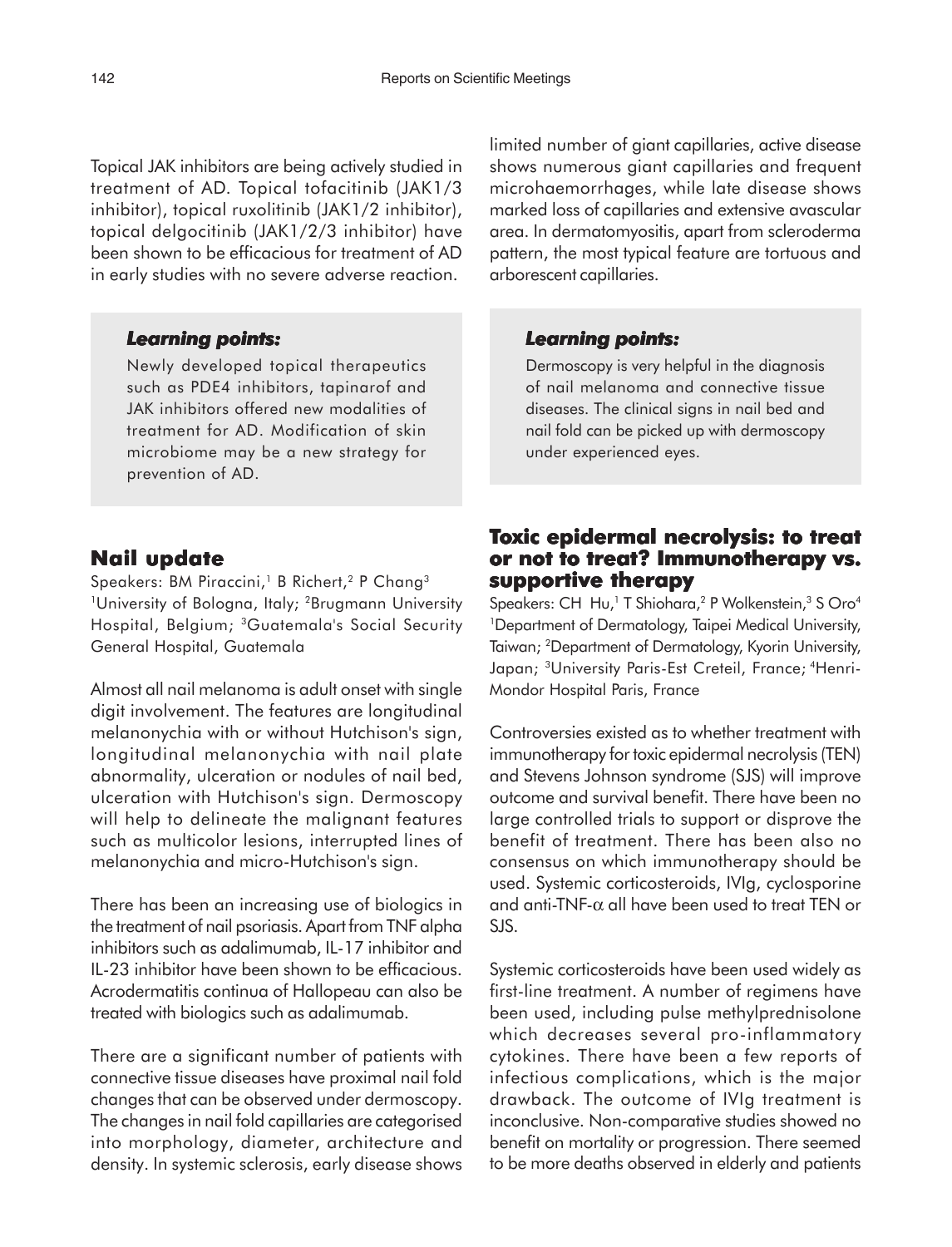Topical JAK inhibitors are being actively studied in treatment of AD. Topical tofacitinib (JAK1/3 inhibitor), topical ruxolitinib (JAK1/2 inhibitor), topical delgocitinib (JAK1/2/3 inhibitor) have been shown to be efficacious for treatment of AD in early studies with no severe adverse reaction.

> ***Learning points:***
>
> Newly developed topical therapeutics such as PDE4 inhibitors, tapinarof and JAK inhibitors offered new modalities of treatment for AD. Modification of skin microbiome may be a new strategy for prevention of AD.

## Nail update

Speakers: BM Piraccini,[1] B Richert,[2] P Chang[3]
[1]University of Bologna, Italy; [2]Brugmann University Hospital, Belgium; [3]Guatemala's Social Security General Hospital, Guatemala

Almost all nail melanoma is adult onset with single digit involvement. The features are longitudinal melanonychia with or without Hutchison's sign, longitudinal melanonychia with nail plate abnormality, ulceration or nodules of nail bed, ulceration with Hutchison's sign. Dermoscopy will help to delineate the malignant features such as multicolor lesions, interrupted lines of melanonychia and micro-Hutchison's sign.

There has been an increasing use of biologics in the treatment of nail psoriasis. Apart from TNF alpha inhibitors such as adalimumab, IL-17 inhibitor and IL-23 inhibitor have been shown to be efficacious. Acrodermatitis continua of Hallopeau can also be treated with biologics such as adalimumab.

There are a significant number of patients with connective tissue diseases have proximal nail fold changes that can be observed under dermoscopy. The changes in nail fold capillaries are categorised into morphology, diameter, architecture and density. In systemic sclerosis, early disease shows limited number of giant capillaries, active disease shows numerous giant capillaries and frequent microhaemorrhages, while late disease shows marked loss of capillaries and extensive avascular area. In dermatomyositis, apart from scleroderma pattern, the most typical feature are tortuous and arborescent capillaries.

> ***Learning points:***
>
> Dermoscopy is very helpful in the diagnosis of nail melanoma and connective tissue diseases. The clinical signs in nail bed and nail fold can be picked up with dermoscopy under experienced eyes.

## Toxic epidermal necrolysis: to treat or not to treat? Immunotherapy vs. supportive therapy

Speakers: CH Hu,[1] T Shiohara,[2] P Wolkenstein,[3] S Oro[4]
[1]Department of Dermatology, Taipei Medical University, Taiwan; [2]Department of Dermatology, Kyorin University, Japan; [3]University Paris-Est Creteil, France; [4]Henri-Mondor Hospital Paris, France

Controversies existed as to whether treatment with immunotherapy for toxic epidermal necrolysis (TEN) and Stevens Johnson syndrome (SJS) will improve outcome and survival benefit. There have been no large controlled trials to support or disprove the benefit of treatment. There has been also no consensus on which immunotherapy should be used. Systemic corticosteroids, IVIg, cyclosporine and anti-TNF-$\alpha$ all have been used to treat TEN or SJS.

Systemic corticosteroids have been used widely as first-line treatment. A number of regimens have been used, including pulse methylprednisolone which decreases several pro-inflammatory cytokines. There have been a few reports of infectious complications, which is the major drawback. The outcome of IVIg treatment is inconclusive. Non-comparative studies showed no benefit on mortality or progression. There seemed to be more deaths observed in elderly and patients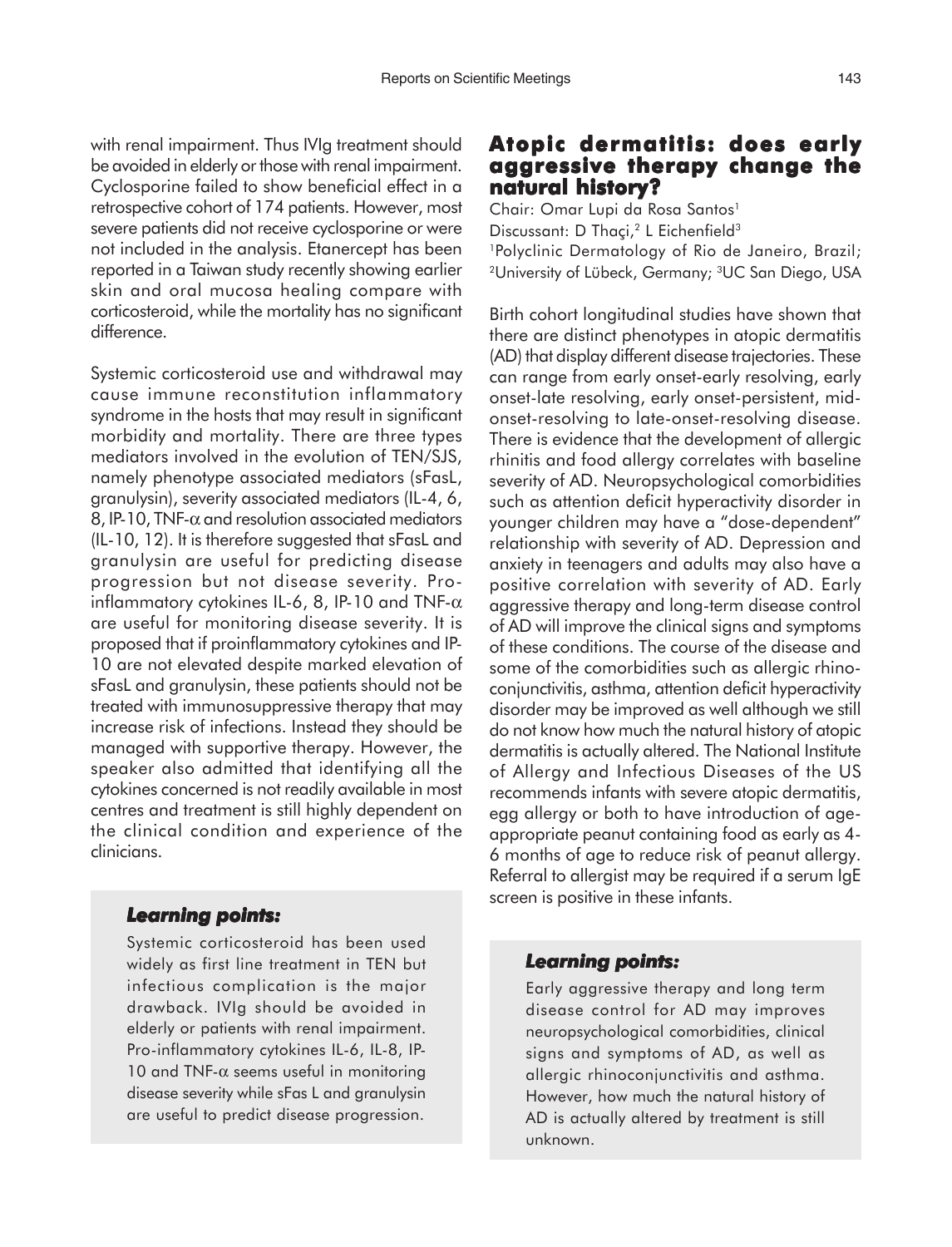with renal impairment. Thus IVIg treatment should be avoided in elderly or those with renal impairment. Cyclosporine failed to show beneficial effect in a retrospective cohort of 174 patients. However, most severe patients did not receive cyclosporine or were not included in the analysis. Etanercept has been reported in a Taiwan study recently showing earlier skin and oral mucosa healing compare with corticosteroid, while the mortality has no significant difference.

Systemic corticosteroid use and withdrawal may cause immune reconstitution inflammatory syndrome in the hosts that may result in significant morbidity and mortality. There are three types mediators involved in the evolution of TEN/SJS, namely phenotype associated mediators (sFasL, granulysin), severity associated mediators (IL-4, 6, 8, IP-10, TNF-$\alpha$ and resolution associated mediators (IL-10, 12). It is therefore suggested that sFasL and granulysin are useful for predicting disease progression but not disease severity. Pro-inflammatory cytokines IL-6, 8, IP-10 and TNF-$\alpha$ are useful for monitoring disease severity. It is proposed that if proinflammatory cytokines and IP-10 are not elevated despite marked elevation of sFasL and granulysin, these patients should not be treated with immunosuppressive therapy that may increase risk of infections. Instead they should be managed with supportive therapy. However, the speaker also admitted that identifying all the cytokines concerned is not readily available in most centres and treatment is still highly dependent on the clinical condition and experience of the clinicians.

### *Learning points:*

Systemic corticosteroid has been used widely as first line treatment in TEN but infectious complication is the major drawback. IVIg should be avoided in elderly or patients with renal impairment. Pro-inflammatory cytokines IL-6, IL-8, IP-10 and TNF-$\alpha$ seems useful in monitoring disease severity while sFas L and granulysin are useful to predict disease progression.

## Atopic dermatitis: does early aggressive therapy change the natural history?

Chair: Omar Lupi da Rosa Santos[1]
Discussant: D Thaçi,[2] L Eichenfield[3]
[1]Polyclinic Dermatology of Rio de Janeiro, Brazil; [2]University of Lübeck, Germany; [3]UC San Diego, USA

Birth cohort longitudinal studies have shown that there are distinct phenotypes in atopic dermatitis (AD) that display different disease trajectories. These can range from early onset-early resolving, early onset-late resolving, early onset-persistent, mid-onset-resolving to late-onset-resolving disease. There is evidence that the development of allergic rhinitis and food allergy correlates with baseline severity of AD. Neuropsychological comorbidities such as attention deficit hyperactivity disorder in younger children may have a "dose-dependent" relationship with severity of AD. Depression and anxiety in teenagers and adults may also have a positive correlation with severity of AD. Early aggressive therapy and long-term disease control of AD will improve the clinical signs and symptoms of these conditions. The course of the disease and some of the comorbidities such as allergic rhino-conjunctivitis, asthma, attention deficit hyperactivity disorder may be improved as well although we still do not know how much the natural history of atopic dermatitis is actually altered. The National Institute of Allergy and Infectious Diseases of the US recommends infants with severe atopic dermatitis, egg allergy or both to have introduction of age-appropriate peanut containing food as early as 4-6 months of age to reduce risk of peanut allergy. Referral to allergist may be required if a serum IgE screen is positive in these infants.

### *Learning points:*

Early aggressive therapy and long term disease control for AD may improves neuropsychological comorbidities, clinical signs and symptoms of AD, as well as allergic rhinoconjunctivitis and asthma. However, how much the natural history of AD is actually altered by treatment is still unknown.